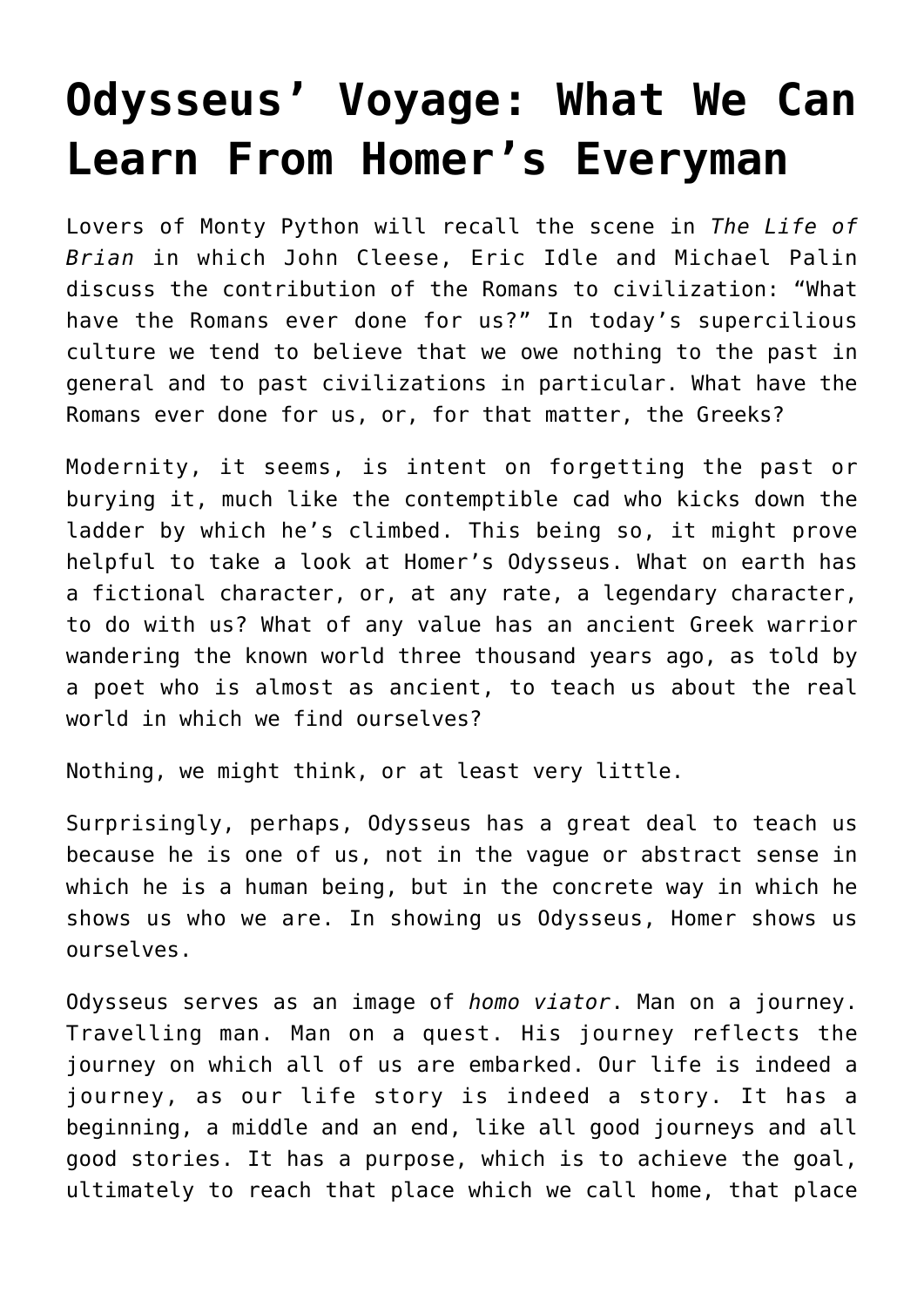# Odysseus' Voyage: What We Can Learn From Homer's Everyman

Lovers of Monty Python will recall the scene in *The Life of Brian* in which John Cleese, Eric Idle and Michael Palin discuss the contribution of the Romans to civilization: "What have the Romans ever done for us?" In today's supercilious culture we tend to believe that we owe nothing to the past in general and to past civilizations in particular. What have the Romans ever done for us, or, for that matter, the Greeks?

Modernity, it seems, is intent on forgetting the past or burying it, much like the contemptible cad who kicks down the ladder by which he's climbed. This being so, it might prove helpful to take a look at Homer's Odysseus. What on earth has a fictional character, or, at any rate, a legendary character, to do with us? What of any value has an ancient Greek warrior wandering the known world three thousand years ago, as told by a poet who is almost as ancient, to teach us about the real world in which we find ourselves?

Nothing, we might think, or at least very little.

Surprisingly, perhaps, Odysseus has a great deal to teach us because he is one of us, not in the vague or abstract sense in which he is a human being, but in the concrete way in which he shows us who we are. In showing us Odysseus, Homer shows us ourselves.

Odysseus serves as an image of *homo viator*. Man on a journey. Travelling man. Man on a quest. His journey reflects the journey on which all of us are embarked. Our life is indeed a journey, as our life story is indeed a story. It has a beginning, a middle and an end, like all good journeys and all good stories. It has a purpose, which is to achieve the goal, ultimately to reach that place which we call home, that place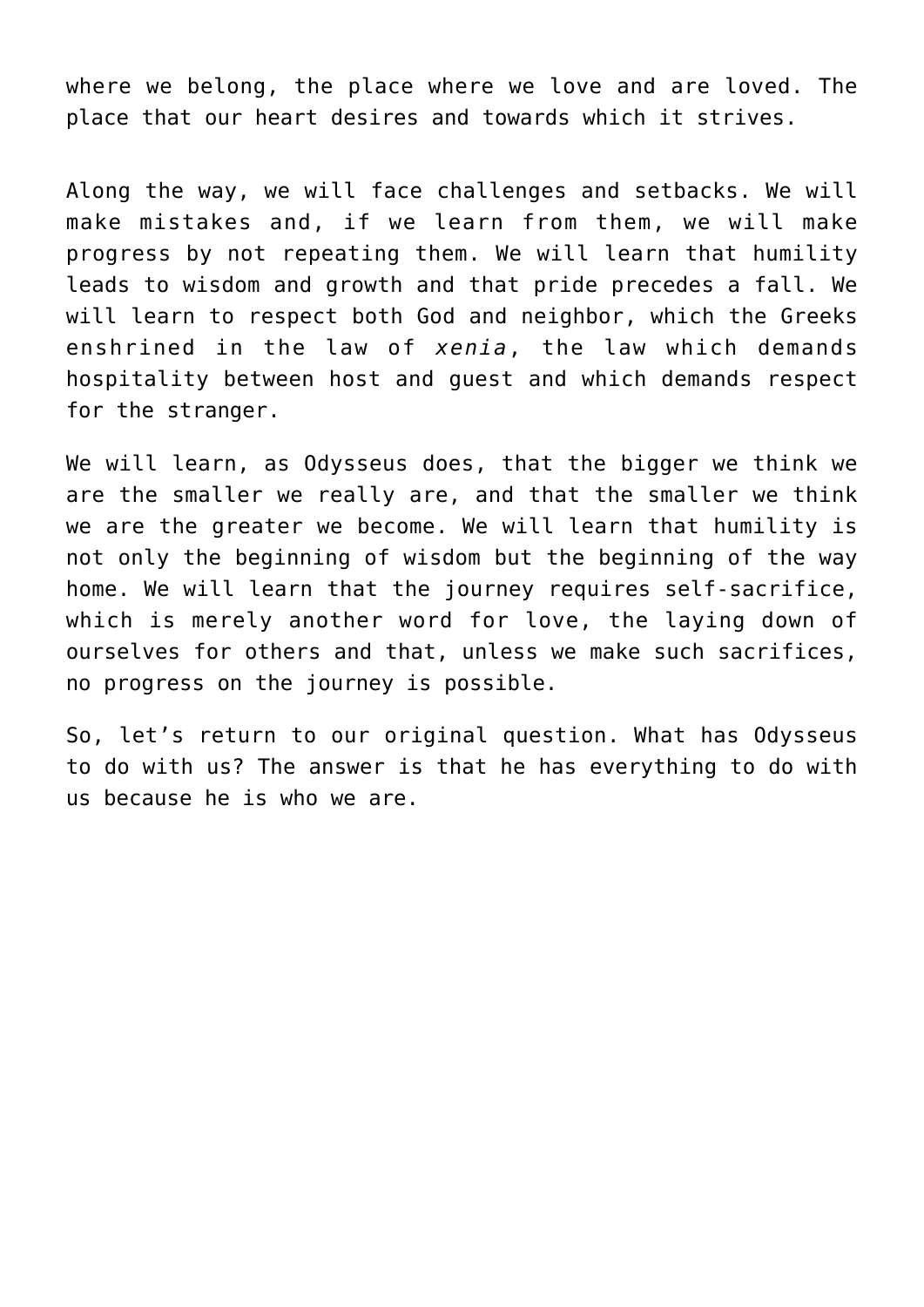where we belong, the place where we love and are loved. The place that our heart desires and towards which it strives.

Along the way, we will face challenges and setbacks. We will make mistakes and, if we learn from them, we will make progress by not repeating them. We will learn that humility leads to wisdom and growth and that pride precedes a fall. We will learn to respect both God and neighbor, which the Greeks enshrined in the law of *xenia*, the law which demands hospitality between host and guest and which demands respect for the stranger.

We will learn, as Odysseus does, that the bigger we think we are the smaller we really are, and that the smaller we think we are the greater we become. We will learn that humility is not only the beginning of wisdom but the beginning of the way home. We will learn that the journey requires self-sacrifice, which is merely another word for love, the laying down of ourselves for others and that, unless we make such sacrifices, no progress on the journey is possible.

So, let's return to our original question. What has Odysseus to do with us? The answer is that he has everything to do with us because he is who we are.